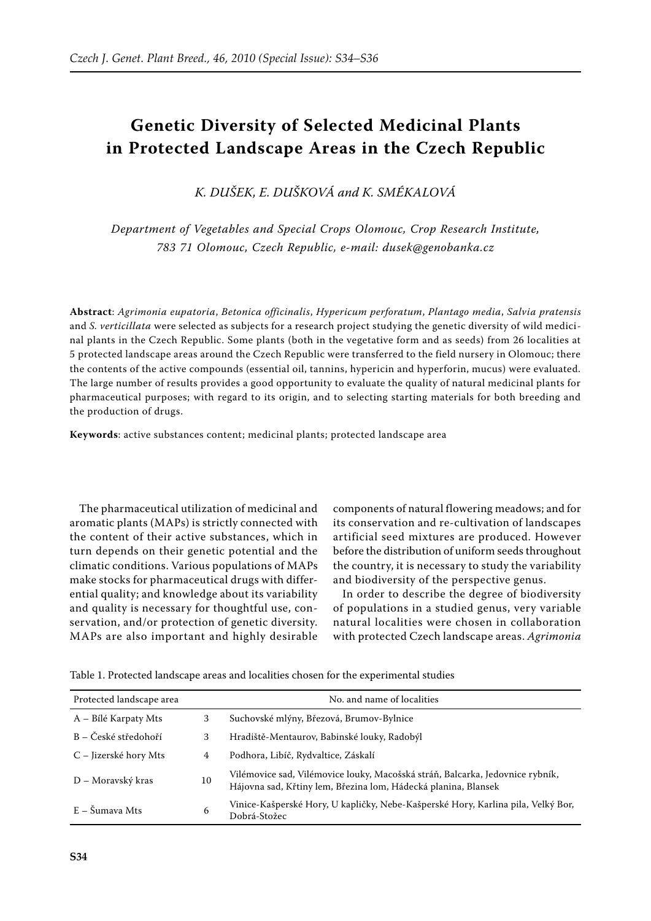# Genetic Diversity of Selected Medicinal Plants in Protected Landscape Areas in the Czech Republic

*K. Dušek, E. Dušková and K. Smékalová*

*Department of Vegetables and Special Crops Olomouc, Crop Research Institute, 783 71 Olomouc, Czech Republic, e-mail: dusek@genobanka.cz*

**Abstract**: *Agrimonia eupatoria*, *Betonica officinalis*, *Hypericum perforatum*, *Plantago media*, *Salvia pratensis* and *S. verticillata* were selected as subjects for a research project studying the genetic diversity of wild medicinal plants in the Czech Republic. Some plants (both in the vegetative form and as seeds) from 26 localities at 5 protected landscape areas around the Czech Republic were transferred to the field nursery in Olomouc; there the contents of the active compounds (essential oil, tannins, hypericin and hyperforin, mucus) were evaluated. The large number of results provides a good opportunity to evaluate the quality of natural medicinal plants for pharmaceutical purposes; with regard to its origin, and to selecting starting materials for both breeding and the production of drugs.

**Keywords**: active substances content; medicinal plants; protected landscape area

The pharmaceutical utilization of medicinal and aromatic plants (MAPs) is strictly connected with the content of their active substances, which in turn depends on their genetic potential and the climatic conditions. Various populations of MAPs make stocks for pharmaceutical drugs with differential quality; and knowledge about its variability and quality is necessary for thoughtful use, conservation, and/or protection of genetic diversity. MAPs are also important and highly desirable components of natural flowering meadows; and for its conservation and re-cultivation of landscapes artificial seed mixtures are produced. However before the distribution of uniform seeds throughout the country, it is necessary to study the variability and biodiversity of the perspective genus.

In order to describe the degree of biodiversity of populations in a studied genus, very variable natural localities were chosen in collaboration with protected Czech landscape areas. *Agrimonia*

Table 1. Protected landscape areas and localities chosen for the experimental studies

| Protected landscape area | No. and name of localities | |
|---|---|---|
| A – Bílé Karpaty Mts | 3 | Suchovské mlýny, Březová, Brumov-Bylnice |
| B – České středohoří | 3 | Hradiště-Mentaurov, Babinské louky, Radobýl |
| C – Jizerské hory Mts | 4 | Podhora, Libíč, Rydvaltice, Záskalí |
| D – Moravský kras | 10 | Vilémovice sad, Vilémovice louky, Macošská stráň, Balcarka, Jedovnice rybník, Hájovna sad, Křtiny lem, Březina lom, Hádecká planina, Blansek |
| E – Šumava Mts | 6 | Vinice-Kašperské Hory, U kapličky, Nebe-Kašperské Hory, Karlina pila, Velký Bor, Dobrá-Stožec |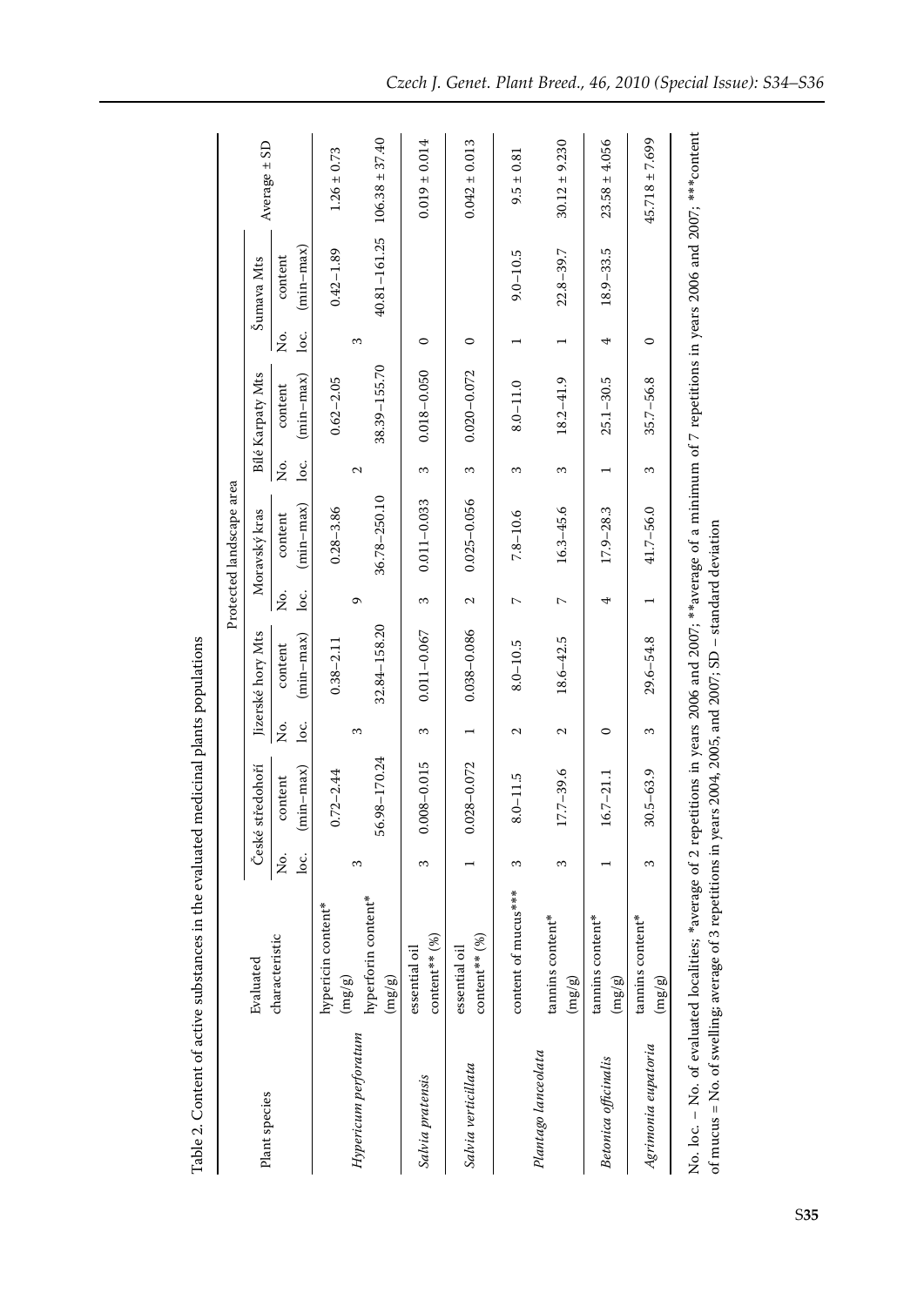Table 2. Content of active substances in the evaluated medicinal plants populations

| Plant species | Evaluated characteristic | Protected landscape area | | | | | | | | | | Average ± SD |
|---|---|---|---|---|---|---|---|---|---|---|---|---|
| | | České středohoří | | Jizerské hory Mts | | Moravský kras | | Bílé Karpaty Mts | | Šumava Mts | | |
| | | No. loc. | content (min–max) | No. loc. | content (min–max) | No. loc. | content (min–max) | No. loc. | content (min–max) | No. loc. | content (min–max) | |
| *Hypericum perforatum* | hypericin content* (mg/g) | 3 | 0.72–2.44 | 3 | 0.38–2.11 | 9 | 0.28–3.86 | 2 | 0.62–2.05 | 3 | 0.42–1.89 | 1.26 ± 0.73 |
| | hyperforin content* (mg/g) | | 56.98–170.24 | | 32.84–158.20 | | 36.78–250.10 | | 38.39–155.70 | | 40.81–161.25 | 106.38 ± 37.40 |
| *Salvia pratensis* | essential oil content** (%) | 3 | 0.008–0.015 | 3 | 0.011–0.067 | 3 | 0.011–0.033 | 3 | 0.018–0.050 | 0 | | 0.019 ± 0.014 |
| *Salvia verticillata* | essential oil content** (%) | 1 | 0.028–0.072 | 1 | 0.038–0.086 | 2 | 0.025–0.056 | 3 | 0.020–0.072 | 0 | | 0.042 ± 0.013 |
| *Plantago lanceolata* | content of mucus*** | 3 | 8.0–11.5 | 2 | 8.0–10.5 | 7 | 7.8–10.6 | 3 | 8.0–11.0 | 1 | 9.0–10.5 | 9.5 ± 0.81 |
| | tannins content* (mg/g) | 3 | 17.7–39.6 | 2 | 18.6–42.5 | 7 | 16.3–45.6 | 3 | 18.2–41.9 | 1 | 22.8–39.7 | 30.12 ± 9.230 |
| *Betonica officinalis* | tannins content* (mg/g) | 1 | 16.7–21.1 | 0 | | 4 | 17.9–28.3 | 1 | 25.1–30.5 | 4 | 18.9–33.5 | 23.58 ± 4.056 |
| *Agrimonia eupatoria* | tannins content* (mg/g) | 3 | 30.5–63.9 | 3 | 29.6–54.8 | 1 | 41.7–56.0 | 3 | 35.7–56.8 | 0 | | 45.718 ± 7.699 |

No. loc. – No. of evaluated localities; *average of 2 repetitions in years 2006 and 2007; **average of a minimum of 7 repetitions in years 2006 and 2007; ***content of mucus = No. of swelling; average of 3 repetitions in years 2004, 2005, and 2007; SD – standard deviation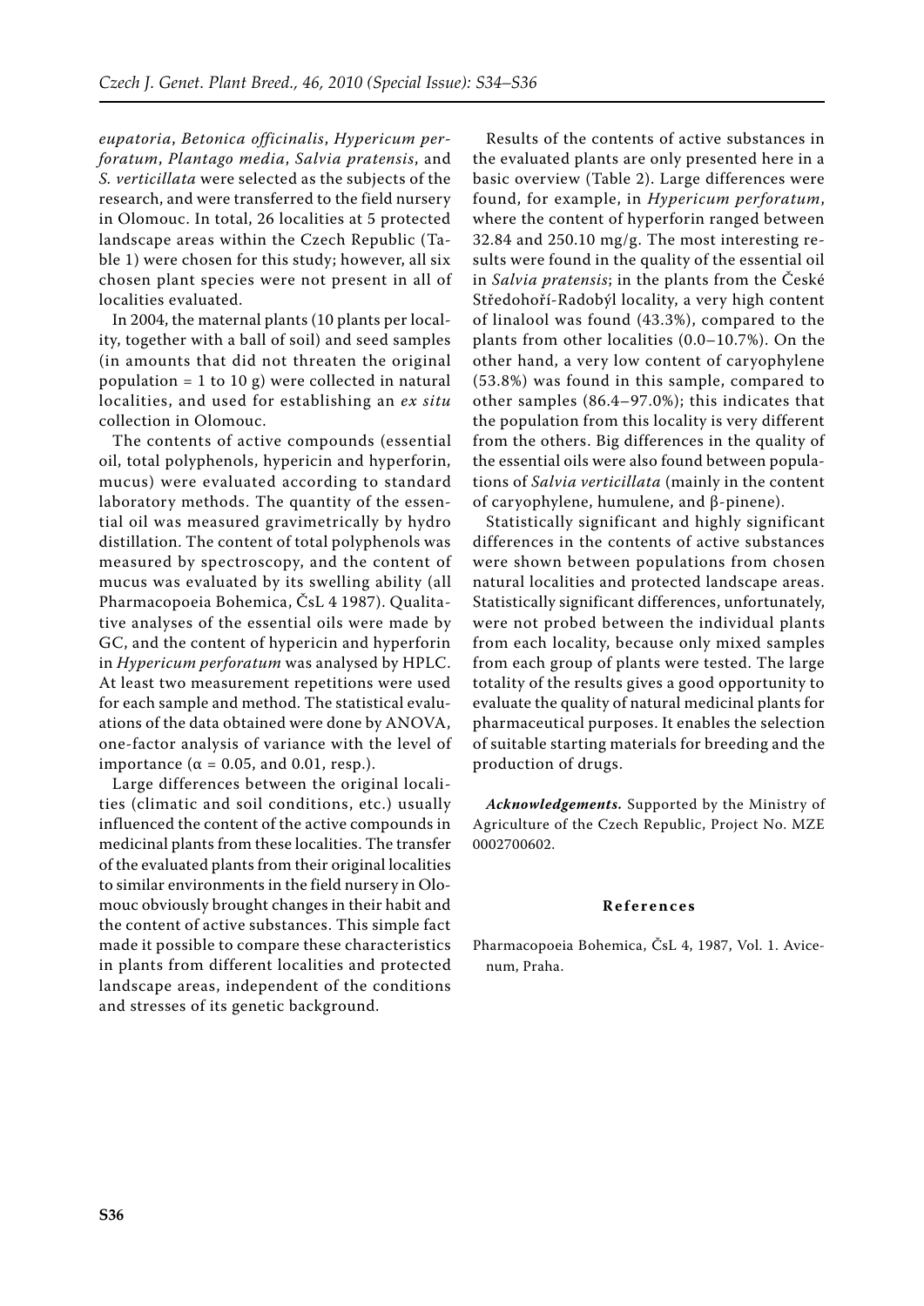*eupatoria*, *Betonica officinalis*, *Hypericum perforatum*, *Plantago media*, *Salvia pratensis*, and *S. verticillata* were selected as the subjects of the research, and were transferred to the field nursery in Olomouc. In total, 26 localities at 5 protected landscape areas within the Czech Republic (Table 1) were chosen for this study; however, all six chosen plant species were not present in all of localities evaluated.

In 2004, the maternal plants (10 plants per locality, together with a ball of soil) and seed samples (in amounts that did not threaten the original population = 1 to 10 g) were collected in natural localities, and used for establishing an *ex situ* collection in Olomouc.

The contents of active compounds (essential oil, total polyphenols, hypericin and hyperforin, mucus) were evaluated according to standard laboratory methods. The quantity of the essential oil was measured gravimetrically by hydro distillation. The content of total polyphenols was measured by spectroscopy, and the content of mucus was evaluated by its swelling ability (all Pharmacopoeia Bohemica, ČsL 4 1987). Qualitative analyses of the essential oils were made by GC, and the content of hypericin and hyperforin in *Hypericum perforatum* was analysed by HPLC. At least two measurement repetitions were used for each sample and method. The statistical evaluations of the data obtained were done by ANOVA, one-factor analysis of variance with the level of importance ($\alpha = 0.05$, and 0.01, resp.).

Large differences between the original localities (climatic and soil conditions, etc.) usually influenced the content of the active compounds in medicinal plants from these localities. The transfer of the evaluated plants from their original localities to similar environments in the field nursery in Olomouc obviously brought changes in their habit and the content of active substances. This simple fact made it possible to compare these characteristics in plants from different localities and protected landscape areas, independent of the conditions and stresses of its genetic background.

Results of the contents of active substances in the evaluated plants are only presented here in a basic overview (Table 2). Large differences were found, for example, in *Hypericum perforatum*, where the content of hyperforin ranged between 32.84 and 250.10 mg/g. The most interesting results were found in the quality of the essential oil in *Salvia pratensis*; in the plants from the České Středohoří-Radobýl locality, a very high content of linalool was found (43.3%), compared to the plants from other localities (0.0–10.7%). On the other hand, a very low content of caryophylene (53.8%) was found in this sample, compared to other samples (86.4–97.0%); this indicates that the population from this locality is very different from the others. Big differences in the quality of the essential oils were also found between populations of *Salvia verticillata* (mainly in the content of caryophylene, humulene, and β-pinene).

Statistically significant and highly significant differences in the contents of active substances were shown between populations from chosen natural localities and protected landscape areas. Statistically significant differences, unfortunately, were not probed between the individual plants from each locality, because only mixed samples from each group of plants were tested. The large totality of the results gives a good opportunity to evaluate the quality of natural medicinal plants for pharmaceutical purposes. It enables the selection of suitable starting materials for breeding and the production of drugs.

***Acknowledgements.*** Supported by the Ministry of Agriculture of the Czech Republic, Project No. MZE 0002700602.

## References

Pharmacopoeia Bohemica, ČsL 4, 1987, Vol. 1. Avicenum, Praha.